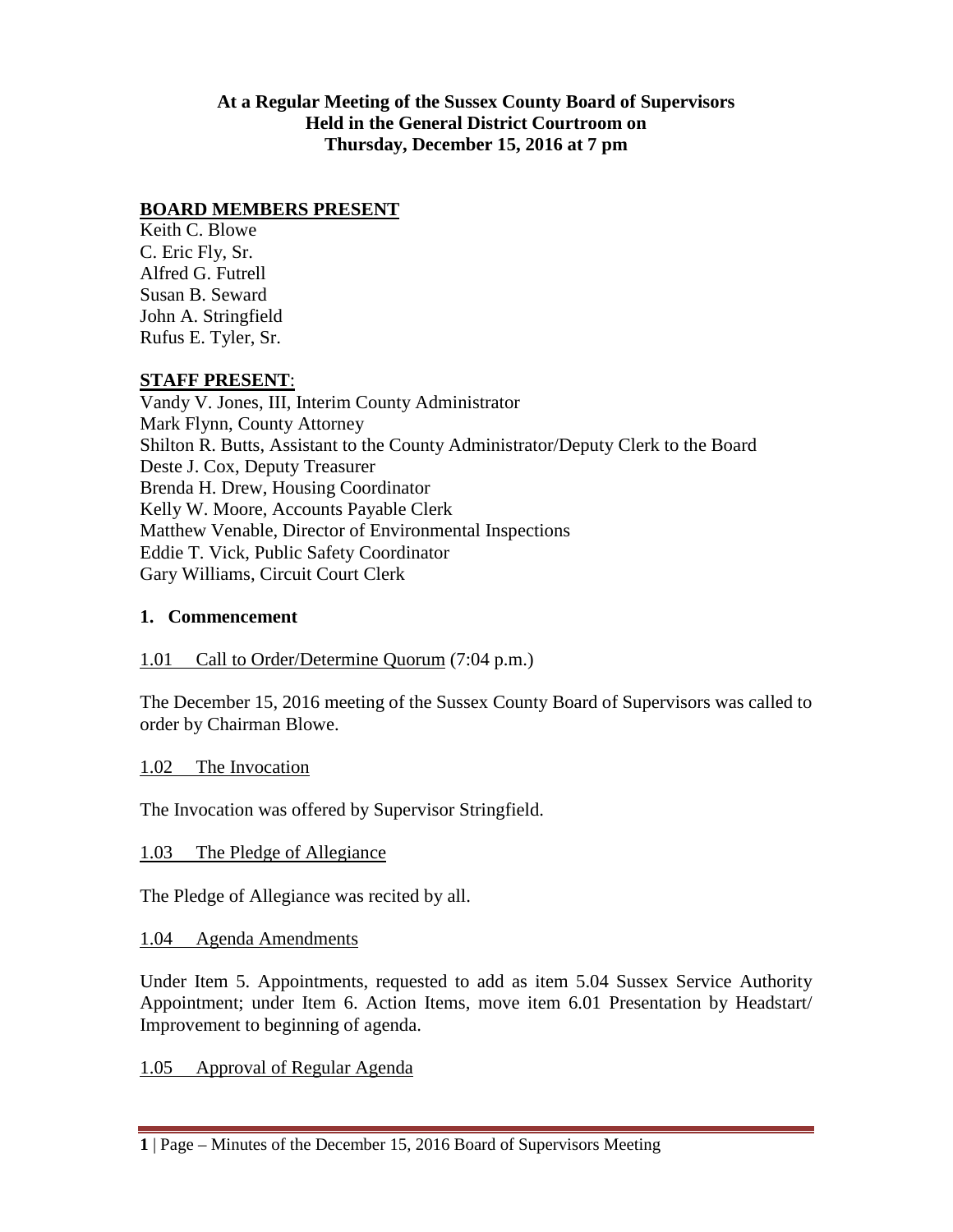**At a Regular Meeting of the Sussex County Board of Supervisors**
**Held in the General District Courtroom on**
**Thursday, December 15, 2016 at 7 pm**

**BOARD MEMBERS PRESENT**

Keith C. Blowe
C. Eric Fly, Sr.
Alfred G. Futrell
Susan B. Seward
John A. Stringfield
Rufus E. Tyler, Sr.

**STAFF PRESENT**:

Vandy V. Jones, III, Interim County Administrator
Mark Flynn, County Attorney
Shilton R. Butts, Assistant to the County Administrator/Deputy Clerk to the Board
Deste J. Cox, Deputy Treasurer
Brenda H. Drew, Housing Coordinator
Kelly W. Moore, Accounts Payable Clerk
Matthew Venable, Director of Environmental Inspections
Eddie T. Vick, Public Safety Coordinator
Gary Williams, Circuit Court Clerk

## 1. Commencement

1.01 Call to Order/Determine Quorum (7:04 p.m.)

The December 15, 2016 meeting of the Sussex County Board of Supervisors was called to order by Chairman Blowe.

1.02 The Invocation

The Invocation was offered by Supervisor Stringfield.

1.03 The Pledge of Allegiance

The Pledge of Allegiance was recited by all.

1.04 Agenda Amendments

Under Item 5. Appointments, requested to add as item 5.04 Sussex Service Authority Appointment; under Item 6. Action Items, move item 6.01 Presentation by Headstart/ Improvement to beginning of agenda.

1.05 Approval of Regular Agenda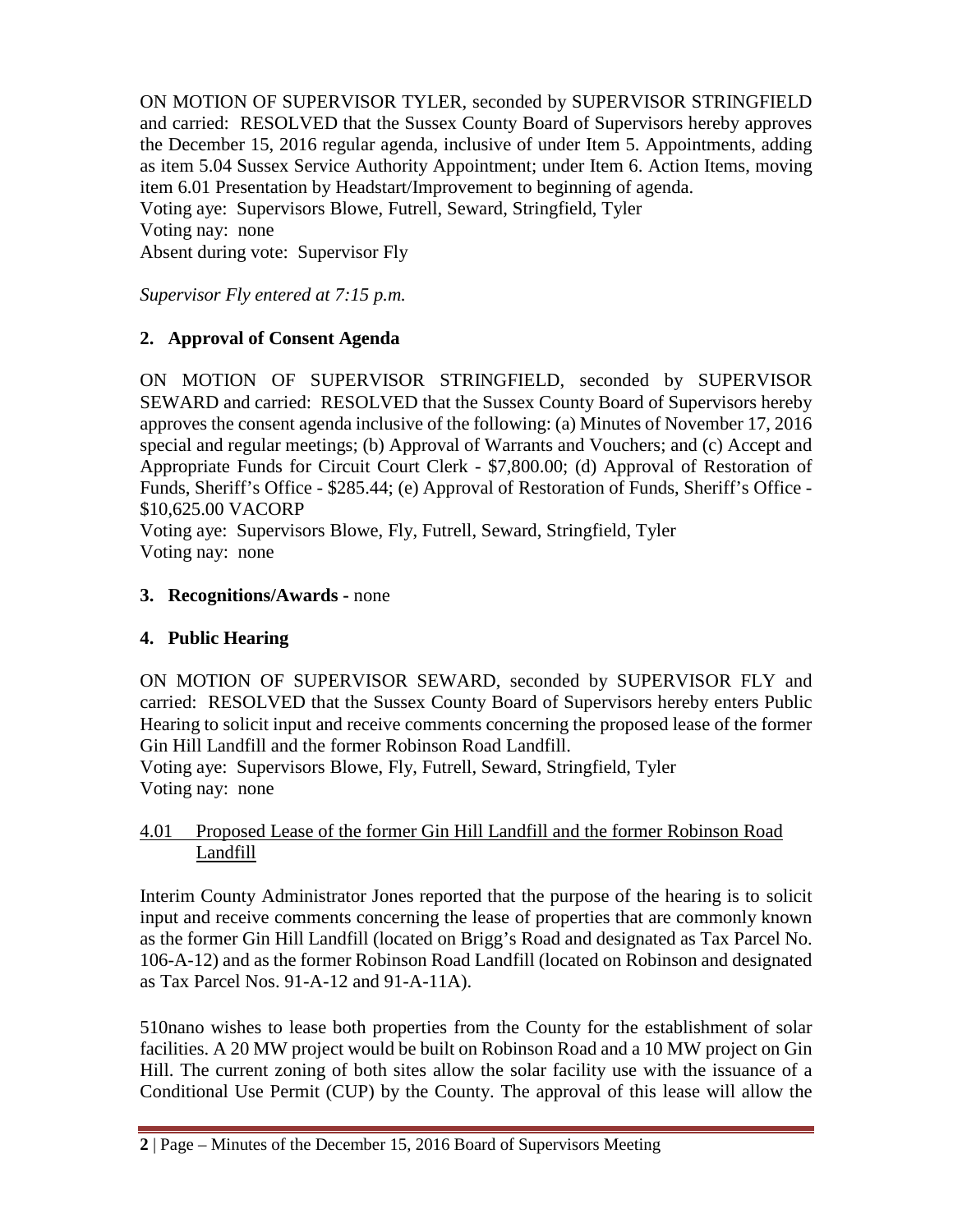ON MOTION OF SUPERVISOR TYLER, seconded by SUPERVISOR STRINGFIELD and carried: RESOLVED that the Sussex County Board of Supervisors hereby approves the December 15, 2016 regular agenda, inclusive of under Item 5. Appointments, adding as item 5.04 Sussex Service Authority Appointment; under Item 6. Action Items, moving item 6.01 Presentation by Headstart/Improvement to beginning of agenda.
Voting aye: Supervisors Blowe, Futrell, Seward, Stringfield, Tyler
Voting nay: none
Absent during vote: Supervisor Fly

*Supervisor Fly entered at 7:15 p.m.*

## 2. Approval of Consent Agenda

ON MOTION OF SUPERVISOR STRINGFIELD, seconded by SUPERVISOR SEWARD and carried: RESOLVED that the Sussex County Board of Supervisors hereby approves the consent agenda inclusive of the following: (a) Minutes of November 17, 2016 special and regular meetings; (b) Approval of Warrants and Vouchers; and (c) Accept and Appropriate Funds for Circuit Court Clerk - $7,800.00; (d) Approval of Restoration of Funds, Sheriff's Office - $285.44; (e) Approval of Restoration of Funds, Sheriff's Office - $10,625.00 VACORP
Voting aye: Supervisors Blowe, Fly, Futrell, Seward, Stringfield, Tyler
Voting nay: none

## 3. Recognitions/Awards - none

## 4. Public Hearing

ON MOTION OF SUPERVISOR SEWARD, seconded by SUPERVISOR FLY and carried: RESOLVED that the Sussex County Board of Supervisors hereby enters Public Hearing to solicit input and receive comments concerning the proposed lease of the former Gin Hill Landfill and the former Robinson Road Landfill.
Voting aye: Supervisors Blowe, Fly, Futrell, Seward, Stringfield, Tyler
Voting nay: none

### 4.01 Proposed Lease of the former Gin Hill Landfill and the former Robinson Road Landfill

Interim County Administrator Jones reported that the purpose of the hearing is to solicit input and receive comments concerning the lease of properties that are commonly known as the former Gin Hill Landfill (located on Brigg's Road and designated as Tax Parcel No. 106-A-12) and as the former Robinson Road Landfill (located on Robinson and designated as Tax Parcel Nos. 91-A-12 and 91-A-11A).

510nano wishes to lease both properties from the County for the establishment of solar facilities. A 20 MW project would be built on Robinson Road and a 10 MW project on Gin Hill. The current zoning of both sites allow the solar facility use with the issuance of a Conditional Use Permit (CUP) by the County. The approval of this lease will allow the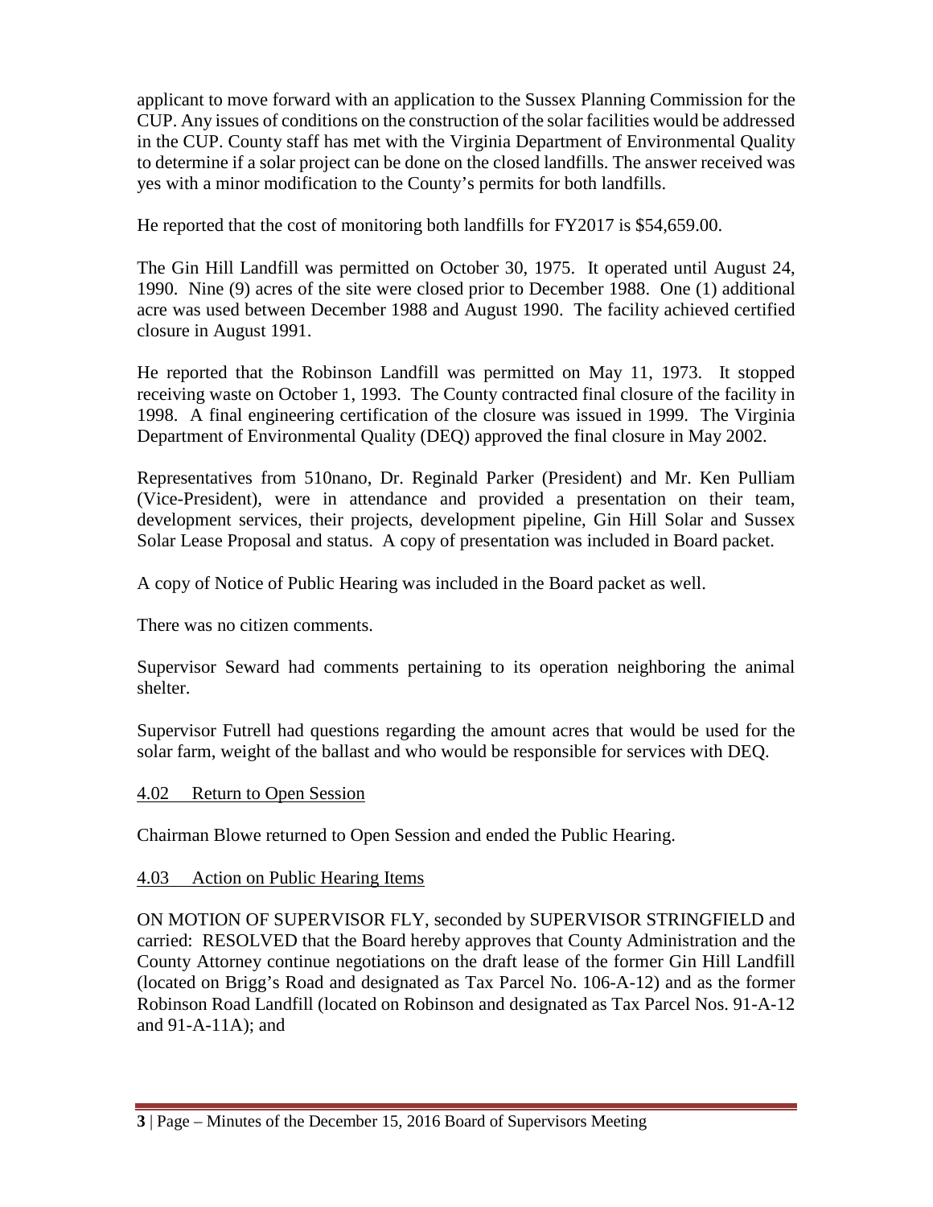applicant to move forward with an application to the Sussex Planning Commission for the CUP. Any issues of conditions on the construction of the solar facilities would be addressed in the CUP. County staff has met with the Virginia Department of Environmental Quality to determine if a solar project can be done on the closed landfills. The answer received was yes with a minor modification to the County's permits for both landfills.

He reported that the cost of monitoring both landfills for FY2017 is $54,659.00.

The Gin Hill Landfill was permitted on October 30, 1975. It operated until August 24, 1990. Nine (9) acres of the site were closed prior to December 1988. One (1) additional acre was used between December 1988 and August 1990. The facility achieved certified closure in August 1991.

He reported that the Robinson Landfill was permitted on May 11, 1973. It stopped receiving waste on October 1, 1993. The County contracted final closure of the facility in 1998. A final engineering certification of the closure was issued in 1999. The Virginia Department of Environmental Quality (DEQ) approved the final closure in May 2002.

Representatives from 510nano, Dr. Reginald Parker (President) and Mr. Ken Pulliam (Vice-President), were in attendance and provided a presentation on their team, development services, their projects, development pipeline, Gin Hill Solar and Sussex Solar Lease Proposal and status. A copy of presentation was included in Board packet.

A copy of Notice of Public Hearing was included in the Board packet as well.

There was no citizen comments.

Supervisor Seward had comments pertaining to its operation neighboring the animal shelter.

Supervisor Futrell had questions regarding the amount acres that would be used for the solar farm, weight of the ballast and who would be responsible for services with DEQ.

<u>4.02 Return to Open Session</u>

Chairman Blowe returned to Open Session and ended the Public Hearing.

<u>4.03 Action on Public Hearing Items</u>

ON MOTION OF SUPERVISOR FLY, seconded by SUPERVISOR STRINGFIELD and carried: RESOLVED that the Board hereby approves that County Administration and the County Attorney continue negotiations on the draft lease of the former Gin Hill Landfill (located on Brigg's Road and designated as Tax Parcel No. 106-A-12) and as the former Robinson Road Landfill (located on Robinson and designated as Tax Parcel Nos. 91-A-12 and 91-A-11A); and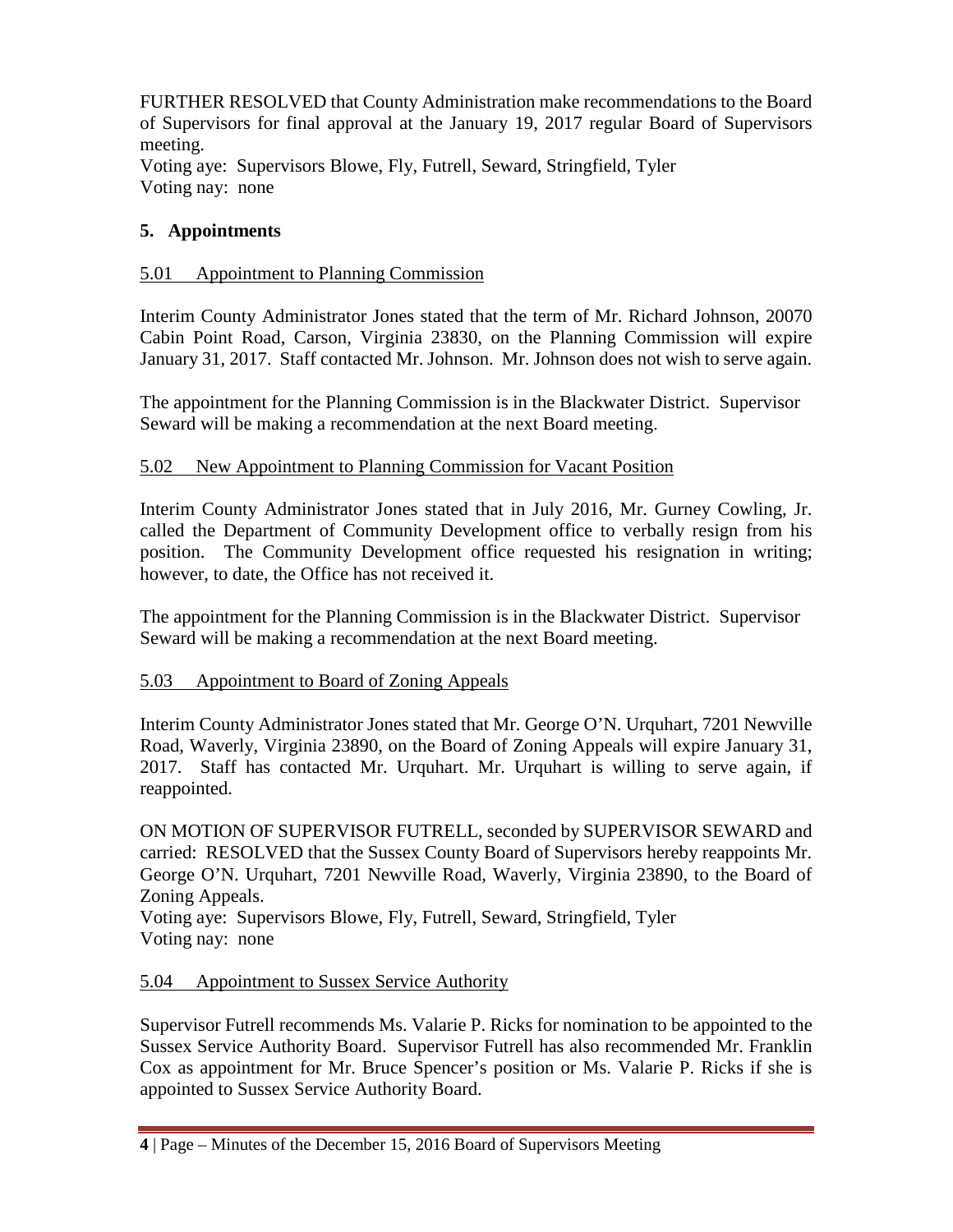FURTHER RESOLVED that County Administration make recommendations to the Board of Supervisors for final approval at the January 19, 2017 regular Board of Supervisors meeting.
Voting aye: Supervisors Blowe, Fly, Futrell, Seward, Stringfield, Tyler
Voting nay: none

## 5. Appointments

5.01 Appointment to Planning Commission

Interim County Administrator Jones stated that the term of Mr. Richard Johnson, 20070 Cabin Point Road, Carson, Virginia 23830, on the Planning Commission will expire January 31, 2017. Staff contacted Mr. Johnson. Mr. Johnson does not wish to serve again.

The appointment for the Planning Commission is in the Blackwater District. Supervisor Seward will be making a recommendation at the next Board meeting.

5.02 New Appointment to Planning Commission for Vacant Position

Interim County Administrator Jones stated that in July 2016, Mr. Gurney Cowling, Jr. called the Department of Community Development office to verbally resign from his position. The Community Development office requested his resignation in writing; however, to date, the Office has not received it.

The appointment for the Planning Commission is in the Blackwater District. Supervisor Seward will be making a recommendation at the next Board meeting.

5.03 Appointment to Board of Zoning Appeals

Interim County Administrator Jones stated that Mr. George O'N. Urquhart, 7201 Newville Road, Waverly, Virginia 23890, on the Board of Zoning Appeals will expire January 31, 2017. Staff has contacted Mr. Urquhart. Mr. Urquhart is willing to serve again, if reappointed.

ON MOTION OF SUPERVISOR FUTRELL, seconded by SUPERVISOR SEWARD and carried: RESOLVED that the Sussex County Board of Supervisors hereby reappoints Mr. George O'N. Urquhart, 7201 Newville Road, Waverly, Virginia 23890, to the Board of Zoning Appeals.
Voting aye: Supervisors Blowe, Fly, Futrell, Seward, Stringfield, Tyler
Voting nay: none

5.04 Appointment to Sussex Service Authority

Supervisor Futrell recommends Ms. Valarie P. Ricks for nomination to be appointed to the Sussex Service Authority Board. Supervisor Futrell has also recommended Mr. Franklin Cox as appointment for Mr. Bruce Spencer's position or Ms. Valarie P. Ricks if she is appointed to Sussex Service Authority Board.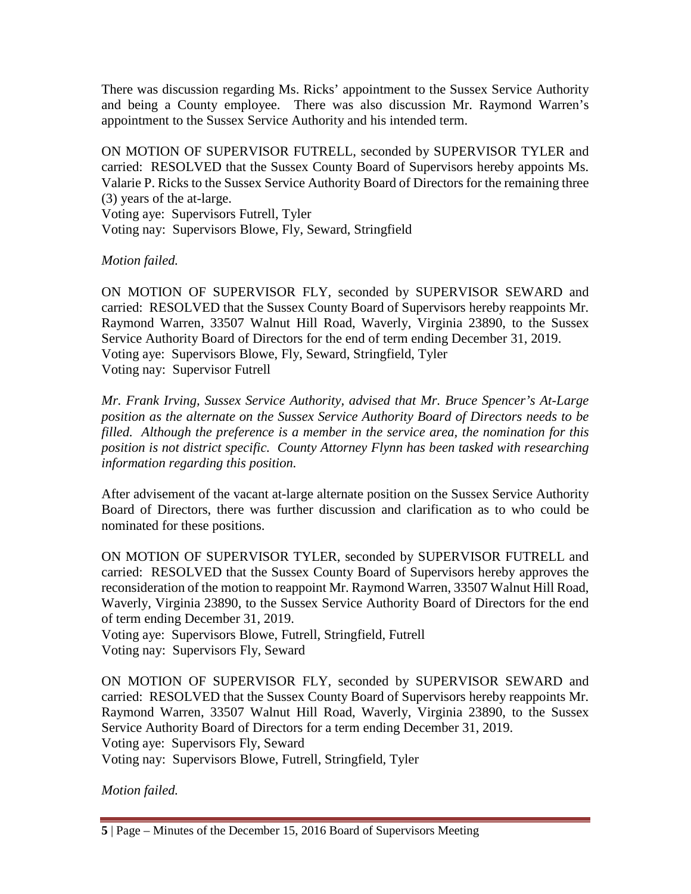There was discussion regarding Ms. Ricks' appointment to the Sussex Service Authority and being a County employee. There was also discussion Mr. Raymond Warren's appointment to the Sussex Service Authority and his intended term.

ON MOTION OF SUPERVISOR FUTRELL, seconded by SUPERVISOR TYLER and carried: RESOLVED that the Sussex County Board of Supervisors hereby appoints Ms. Valarie P. Ricks to the Sussex Service Authority Board of Directors for the remaining three (3) years of the at-large.
Voting aye: Supervisors Futrell, Tyler
Voting nay: Supervisors Blowe, Fly, Seward, Stringfield

*Motion failed.*

ON MOTION OF SUPERVISOR FLY, seconded by SUPERVISOR SEWARD and carried: RESOLVED that the Sussex County Board of Supervisors hereby reappoints Mr. Raymond Warren, 33507 Walnut Hill Road, Waverly, Virginia 23890, to the Sussex Service Authority Board of Directors for the end of term ending December 31, 2019.
Voting aye: Supervisors Blowe, Fly, Seward, Stringfield, Tyler
Voting nay: Supervisor Futrell

*Mr. Frank Irving, Sussex Service Authority, advised that Mr. Bruce Spencer's At-Large position as the alternate on the Sussex Service Authority Board of Directors needs to be filled. Although the preference is a member in the service area, the nomination for this position is not district specific. County Attorney Flynn has been tasked with researching information regarding this position.*

After advisement of the vacant at-large alternate position on the Sussex Service Authority Board of Directors, there was further discussion and clarification as to who could be nominated for these positions.

ON MOTION OF SUPERVISOR TYLER, seconded by SUPERVISOR FUTRELL and carried: RESOLVED that the Sussex County Board of Supervisors hereby approves the reconsideration of the motion to reappoint Mr. Raymond Warren, 33507 Walnut Hill Road, Waverly, Virginia 23890, to the Sussex Service Authority Board of Directors for the end of term ending December 31, 2019.
Voting aye: Supervisors Blowe, Futrell, Stringfield, Futrell
Voting nay: Supervisors Fly, Seward

ON MOTION OF SUPERVISOR FLY, seconded by SUPERVISOR SEWARD and carried: RESOLVED that the Sussex County Board of Supervisors hereby reappoints Mr. Raymond Warren, 33507 Walnut Hill Road, Waverly, Virginia 23890, to the Sussex Service Authority Board of Directors for a term ending December 31, 2019.
Voting aye: Supervisors Fly, Seward
Voting nay: Supervisors Blowe, Futrell, Stringfield, Tyler

*Motion failed.*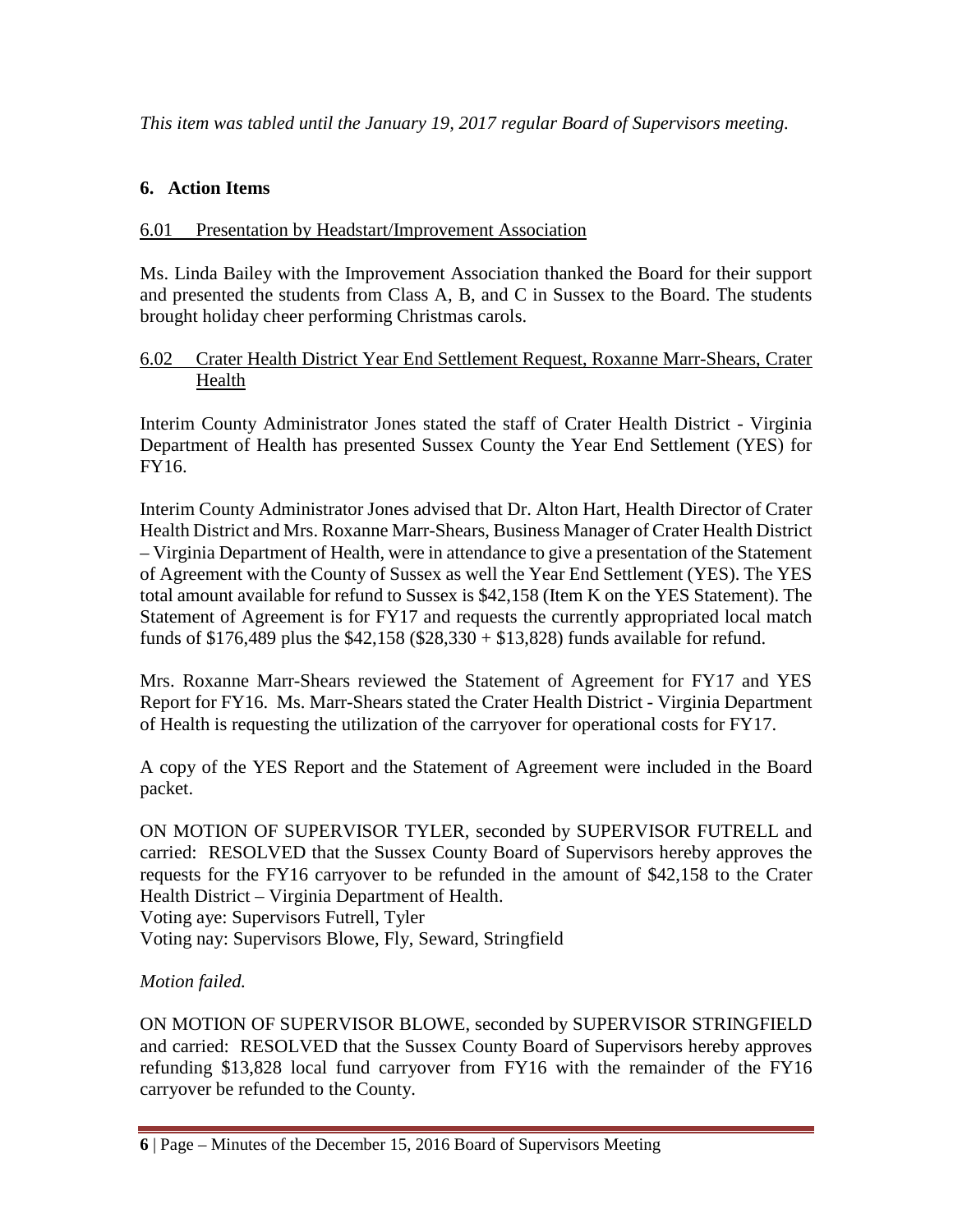*This item was tabled until the January 19, 2017 regular Board of Supervisors meeting.*

## 6. Action Items

6.01 Presentation by Headstart/Improvement Association

Ms. Linda Bailey with the Improvement Association thanked the Board for their support and presented the students from Class A, B, and C in Sussex to the Board. The students brought holiday cheer performing Christmas carols.

6.02 Crater Health District Year End Settlement Request, Roxanne Marr-Shears, Crater Health

Interim County Administrator Jones stated the staff of Crater Health District - Virginia Department of Health has presented Sussex County the Year End Settlement (YES) for FY16.

Interim County Administrator Jones advised that Dr. Alton Hart, Health Director of Crater Health District and Mrs. Roxanne Marr-Shears, Business Manager of Crater Health District – Virginia Department of Health, were in attendance to give a presentation of the Statement of Agreement with the County of Sussex as well the Year End Settlement (YES). The YES total amount available for refund to Sussex is $42,158 (Item K on the YES Statement). The Statement of Agreement is for FY17 and requests the currently appropriated local match funds of $176,489 plus the $42,158 ($28,330 + $13,828) funds available for refund.

Mrs. Roxanne Marr-Shears reviewed the Statement of Agreement for FY17 and YES Report for FY16. Ms. Marr-Shears stated the Crater Health District - Virginia Department of Health is requesting the utilization of the carryover for operational costs for FY17.

A copy of the YES Report and the Statement of Agreement were included in the Board packet.

ON MOTION OF SUPERVISOR TYLER, seconded by SUPERVISOR FUTRELL and carried: RESOLVED that the Sussex County Board of Supervisors hereby approves the requests for the FY16 carryover to be refunded in the amount of $42,158 to the Crater Health District – Virginia Department of Health.
Voting aye: Supervisors Futrell, Tyler
Voting nay: Supervisors Blowe, Fly, Seward, Stringfield

*Motion failed.*

ON MOTION OF SUPERVISOR BLOWE, seconded by SUPERVISOR STRINGFIELD and carried: RESOLVED that the Sussex County Board of Supervisors hereby approves refunding $13,828 local fund carryover from FY16 with the remainder of the FY16 carryover be refunded to the County.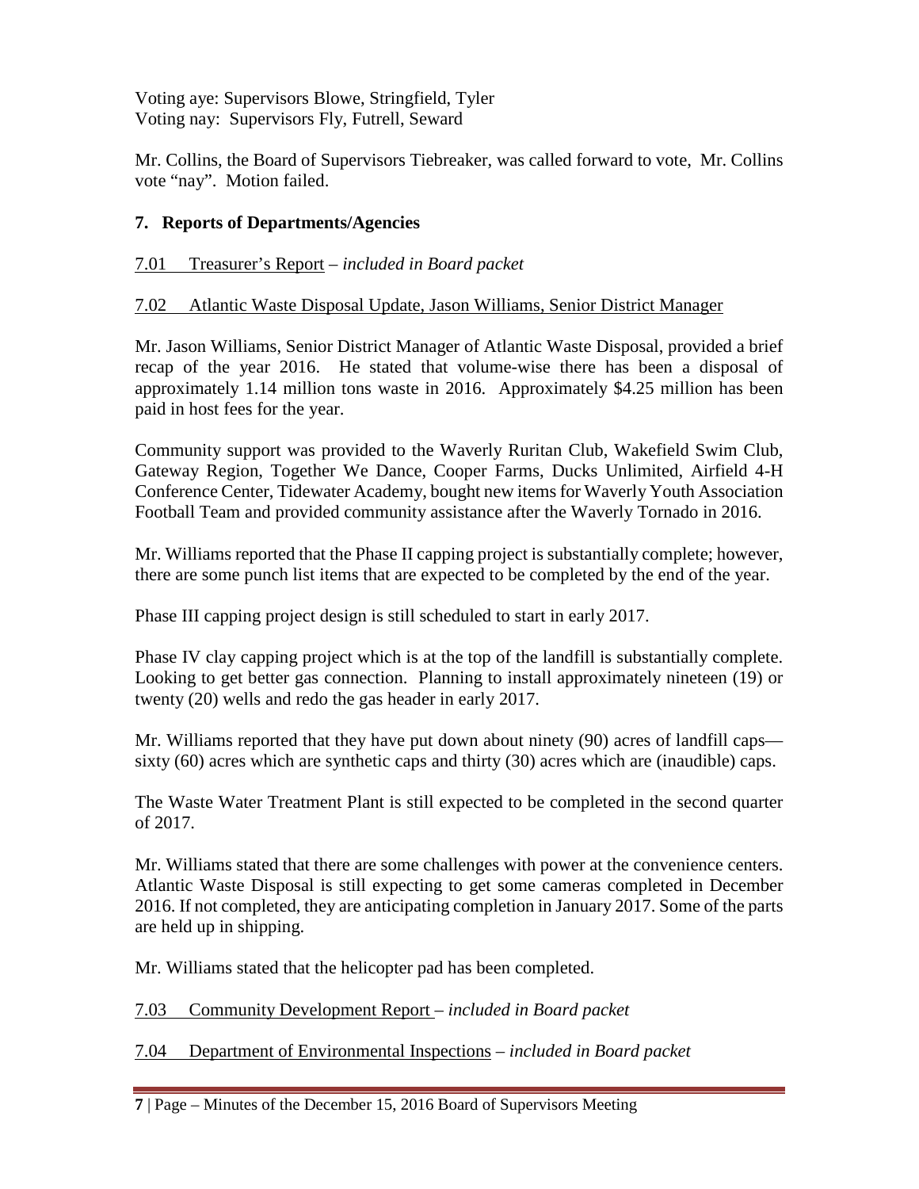Voting aye: Supervisors Blowe, Stringfield, Tyler
Voting nay: Supervisors Fly, Futrell, Seward

Mr. Collins, the Board of Supervisors Tiebreaker, was called forward to vote, Mr. Collins vote "nay". Motion failed.

## 7. Reports of Departments/Agencies

7.01 Treasurer's Report – *included in Board packet*

7.02 Atlantic Waste Disposal Update, Jason Williams, Senior District Manager

Mr. Jason Williams, Senior District Manager of Atlantic Waste Disposal, provided a brief recap of the year 2016. He stated that volume-wise there has been a disposal of approximately 1.14 million tons waste in 2016. Approximately $4.25 million has been paid in host fees for the year.

Community support was provided to the Waverly Ruritan Club, Wakefield Swim Club, Gateway Region, Together We Dance, Cooper Farms, Ducks Unlimited, Airfield 4-H Conference Center, Tidewater Academy, bought new items for Waverly Youth Association Football Team and provided community assistance after the Waverly Tornado in 2016.

Mr. Williams reported that the Phase II capping project is substantially complete; however, there are some punch list items that are expected to be completed by the end of the year.

Phase III capping project design is still scheduled to start in early 2017.

Phase IV clay capping project which is at the top of the landfill is substantially complete. Looking to get better gas connection. Planning to install approximately nineteen (19) or twenty (20) wells and redo the gas header in early 2017.

Mr. Williams reported that they have put down about ninety (90) acres of landfill caps—sixty (60) acres which are synthetic caps and thirty (30) acres which are (inaudible) caps.

The Waste Water Treatment Plant is still expected to be completed in the second quarter of 2017.

Mr. Williams stated that there are some challenges with power at the convenience centers. Atlantic Waste Disposal is still expecting to get some cameras completed in December 2016. If not completed, they are anticipating completion in January 2017. Some of the parts are held up in shipping.

Mr. Williams stated that the helicopter pad has been completed.

7.03 Community Development Report – *included in Board packet*

7.04 Department of Environmental Inspections – *included in Board packet*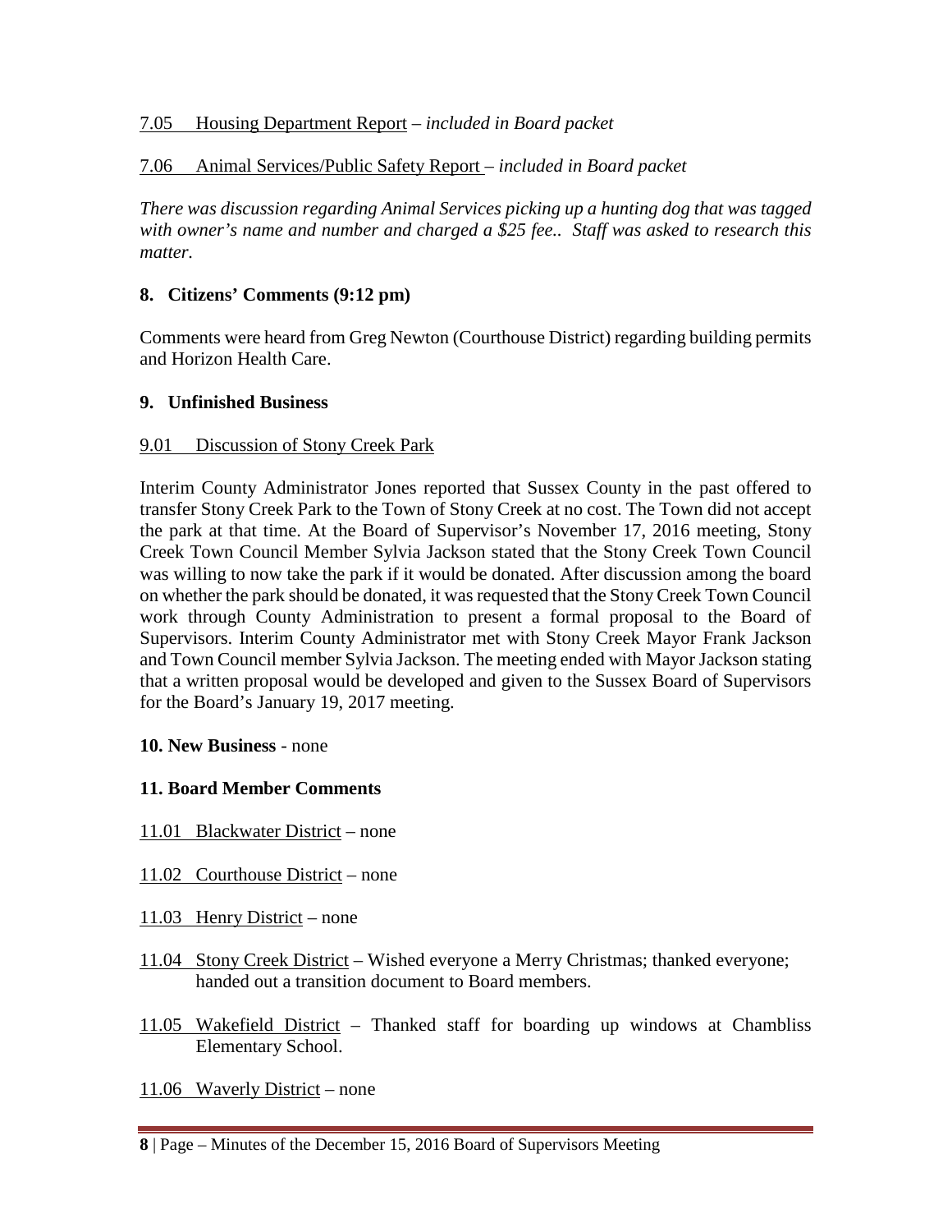7.05 Housing Department Report – *included in Board packet*

7.06 Animal Services/Public Safety Report – *included in Board packet*

*There was discussion regarding Animal Services picking up a hunting dog that was tagged with owner's name and number and charged a $25 fee.. Staff was asked to research this matter.*

**8. Citizens' Comments (9:12 pm)**

Comments were heard from Greg Newton (Courthouse District) regarding building permits and Horizon Health Care.

**9. Unfinished Business**

9.01 Discussion of Stony Creek Park

Interim County Administrator Jones reported that Sussex County in the past offered to transfer Stony Creek Park to the Town of Stony Creek at no cost. The Town did not accept the park at that time. At the Board of Supervisor's November 17, 2016 meeting, Stony Creek Town Council Member Sylvia Jackson stated that the Stony Creek Town Council was willing to now take the park if it would be donated. After discussion among the board on whether the park should be donated, it was requested that the Stony Creek Town Council work through County Administration to present a formal proposal to the Board of Supervisors. Interim County Administrator met with Stony Creek Mayor Frank Jackson and Town Council member Sylvia Jackson. The meeting ended with Mayor Jackson stating that a written proposal would be developed and given to the Sussex Board of Supervisors for the Board's January 19, 2017 meeting.

**10. New Business** - none

**11. Board Member Comments**

11.01 Blackwater District – none

11.02 Courthouse District – none

11.03 Henry District – none

11.04 Stony Creek District – Wished everyone a Merry Christmas; thanked everyone; handed out a transition document to Board members.

11.05 Wakefield District – Thanked staff for boarding up windows at Chambliss Elementary School.

11.06 Waverly District – none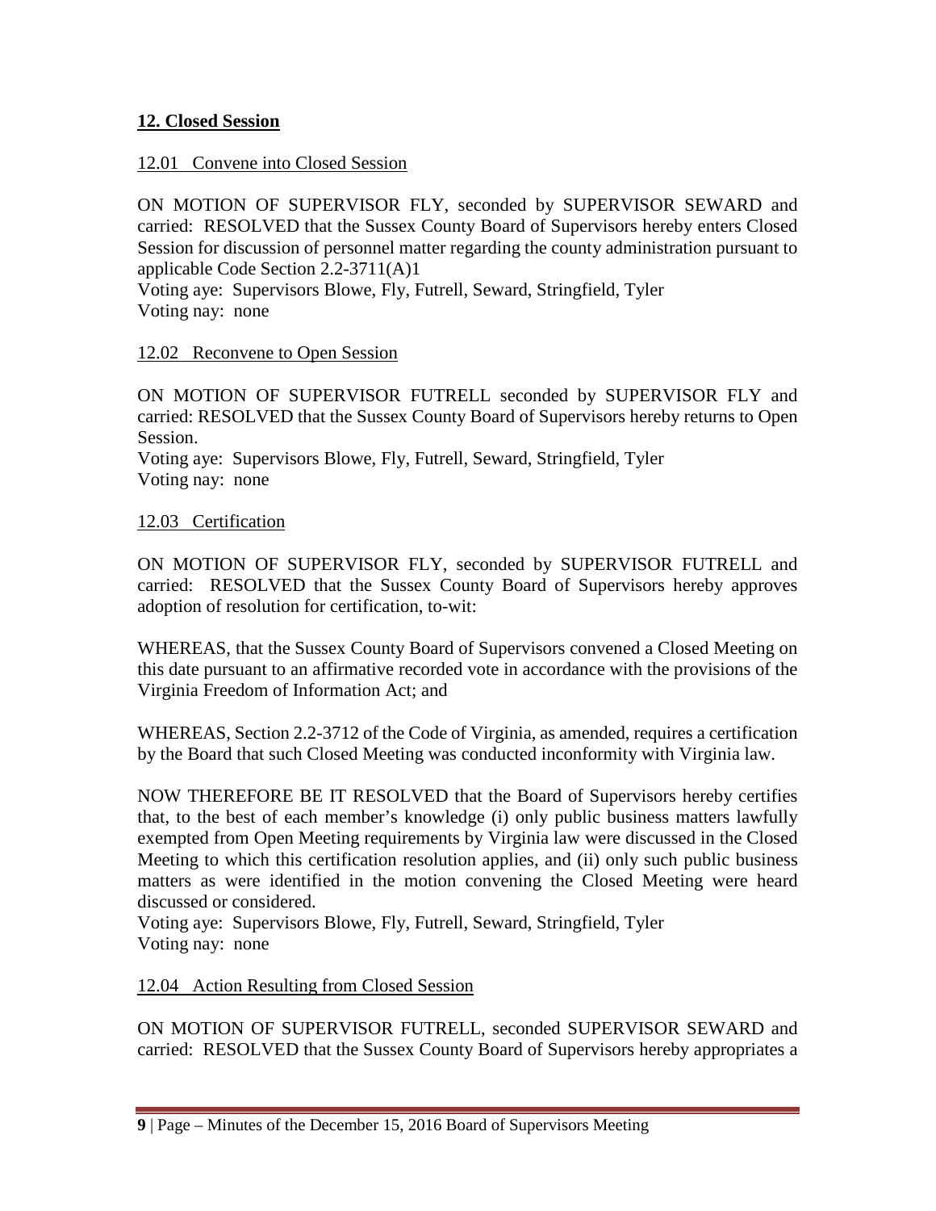## **12. Closed Session**

12.01 Convene into Closed Session

ON MOTION OF SUPERVISOR FLY, seconded by SUPERVISOR SEWARD and carried: RESOLVED that the Sussex County Board of Supervisors hereby enters Closed Session for discussion of personnel matter regarding the county administration pursuant to applicable Code Section 2.2-3711(A)1
Voting aye: Supervisors Blowe, Fly, Futrell, Seward, Stringfield, Tyler
Voting nay: none

12.02 Reconvene to Open Session

ON MOTION OF SUPERVISOR FUTRELL seconded by SUPERVISOR FLY and carried: RESOLVED that the Sussex County Board of Supervisors hereby returns to Open Session.
Voting aye: Supervisors Blowe, Fly, Futrell, Seward, Stringfield, Tyler
Voting nay: none

12.03 Certification

ON MOTION OF SUPERVISOR FLY, seconded by SUPERVISOR FUTRELL and carried: RESOLVED that the Sussex County Board of Supervisors hereby approves adoption of resolution for certification, to-wit:

WHEREAS, that the Sussex County Board of Supervisors convened a Closed Meeting on this date pursuant to an affirmative recorded vote in accordance with the provisions of the Virginia Freedom of Information Act; and

WHEREAS, Section 2.2-3712 of the Code of Virginia, as amended, requires a certification by the Board that such Closed Meeting was conducted inconformity with Virginia law.

NOW THEREFORE BE IT RESOLVED that the Board of Supervisors hereby certifies that, to the best of each member's knowledge (i) only public business matters lawfully exempted from Open Meeting requirements by Virginia law were discussed in the Closed Meeting to which this certification resolution applies, and (ii) only such public business matters as were identified in the motion convening the Closed Meeting were heard discussed or considered.
Voting aye: Supervisors Blowe, Fly, Futrell, Seward, Stringfield, Tyler
Voting nay: none

12.04 Action Resulting from Closed Session

ON MOTION OF SUPERVISOR FUTRELL, seconded SUPERVISOR SEWARD and carried: RESOLVED that the Sussex County Board of Supervisors hereby appropriates a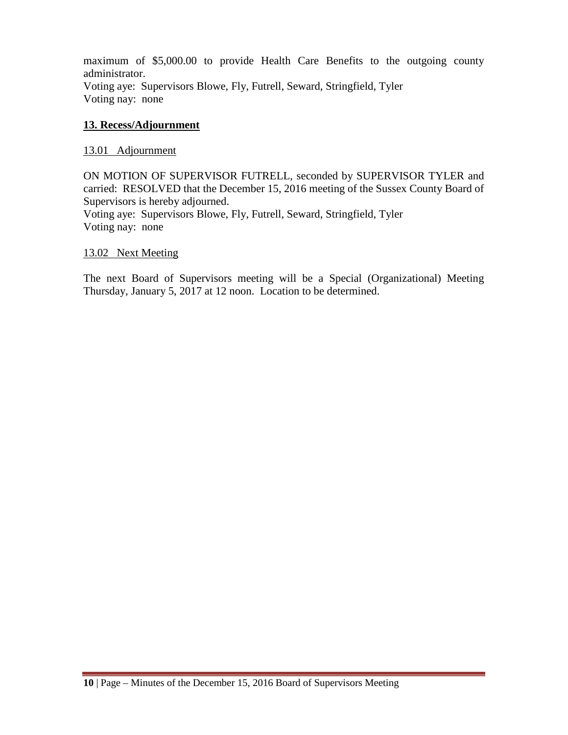maximum of $5,000.00 to provide Health Care Benefits to the outgoing county administrator.
Voting aye: Supervisors Blowe, Fly, Futrell, Seward, Stringfield, Tyler
Voting nay: none

## 13. Recess/Adjournment

13.01 Adjournment

ON MOTION OF SUPERVISOR FUTRELL, seconded by SUPERVISOR TYLER and carried: RESOLVED that the December 15, 2016 meeting of the Sussex County Board of Supervisors is hereby adjourned.
Voting aye: Supervisors Blowe, Fly, Futrell, Seward, Stringfield, Tyler
Voting nay: none

13.02 Next Meeting

The next Board of Supervisors meeting will be a Special (Organizational) Meeting Thursday, January 5, 2017 at 12 noon. Location to be determined.